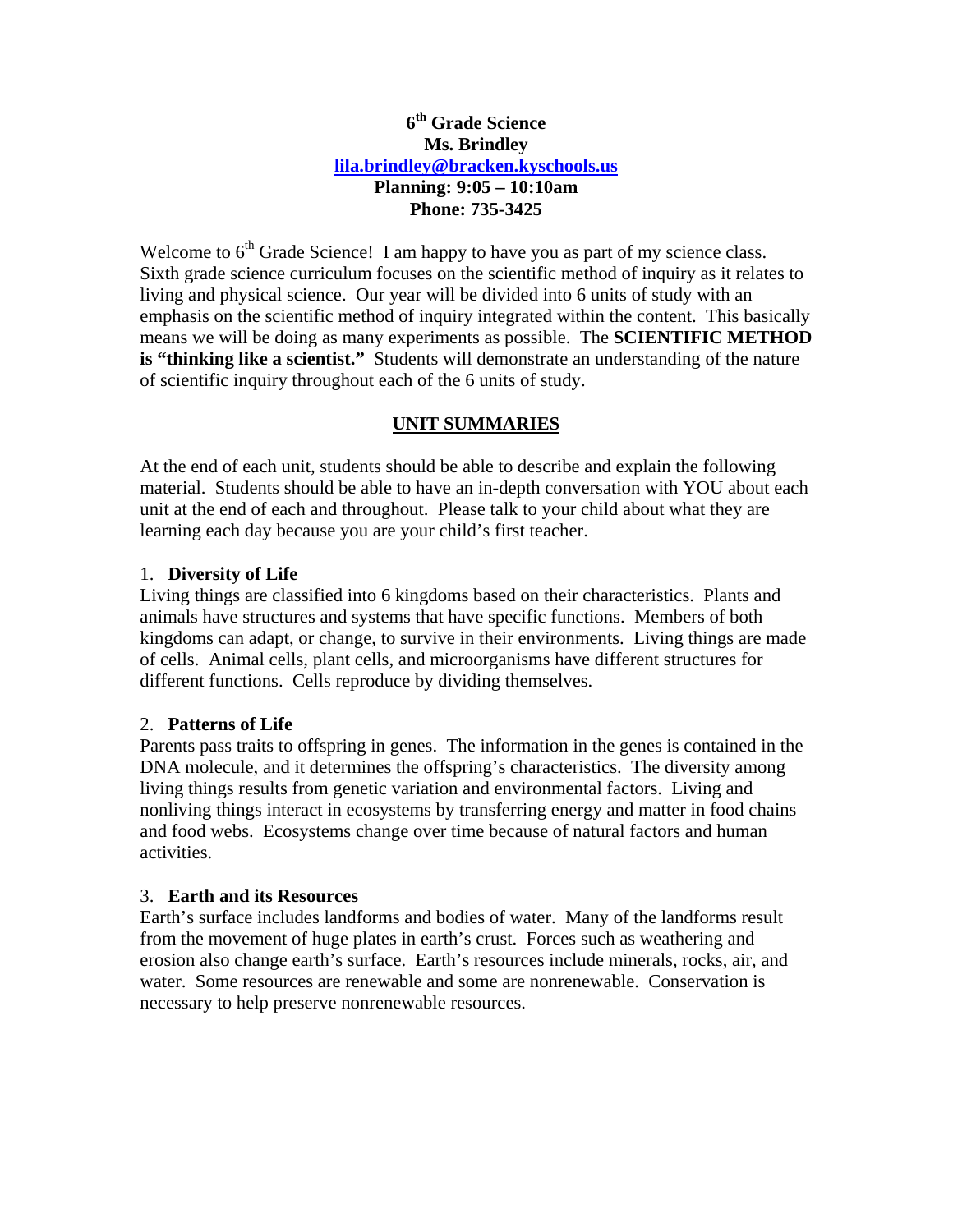# 6th Grade Science

**Ms. Brindley**

**[lila.brindley@bracken.kyschools.us](mailto:lila.brindley@bracken.kyschools.us)**

**Planning: 9:05 – 10:10am**

**Phone: 735-3425**

Welcome to 6th Grade Science! I am happy to have you as part of my science class. Sixth grade science curriculum focuses on the scientific method of inquiry as it relates to living and physical science. Our year will be divided into 6 units of study with an emphasis on the scientific method of inquiry integrated within the content. This basically means we will be doing as many experiments as possible. The **SCIENTIFIC METHOD is "thinking like a scientist."** Students will demonstrate an understanding of the nature of scientific inquiry throughout each of the 6 units of study.

## UNIT SUMMARIES

At the end of each unit, students should be able to describe and explain the following material. Students should be able to have an in-depth conversation with YOU about each unit at the end of each and throughout. Please talk to your child about what they are learning each day because you are your child's first teacher.

### 1. Diversity of Life

Living things are classified into 6 kingdoms based on their characteristics. Plants and animals have structures and systems that have specific functions. Members of both kingdoms can adapt, or change, to survive in their environments. Living things are made of cells. Animal cells, plant cells, and microorganisms have different structures for different functions. Cells reproduce by dividing themselves.

### 2. Patterns of Life

Parents pass traits to offspring in genes. The information in the genes is contained in the DNA molecule, and it determines the offspring's characteristics. The diversity among living things results from genetic variation and environmental factors. Living and nonliving things interact in ecosystems by transferring energy and matter in food chains and food webs. Ecosystems change over time because of natural factors and human activities.

### 3. Earth and its Resources

Earth's surface includes landforms and bodies of water. Many of the landforms result from the movement of huge plates in earth's crust. Forces such as weathering and erosion also change earth's surface. Earth's resources include minerals, rocks, air, and water. Some resources are renewable and some are nonrenewable. Conservation is necessary to help preserve nonrenewable resources.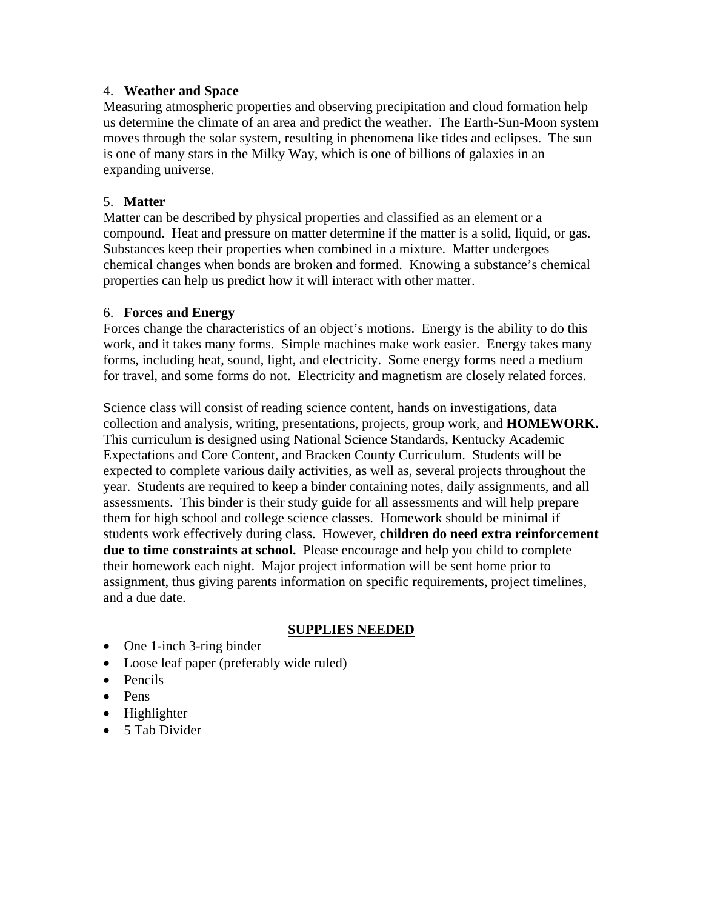4. **Weather and Space**

Measuring atmospheric properties and observing precipitation and cloud formation help us determine the climate of an area and predict the weather. The Earth-Sun-Moon system moves through the solar system, resulting in phenomena like tides and eclipses. The sun is one of many stars in the Milky Way, which is one of billions of galaxies in an expanding universe.

5. **Matter**

Matter can be described by physical properties and classified as an element or a compound. Heat and pressure on matter determine if the matter is a solid, liquid, or gas. Substances keep their properties when combined in a mixture. Matter undergoes chemical changes when bonds are broken and formed. Knowing a substance's chemical properties can help us predict how it will interact with other matter.

6. **Forces and Energy**

Forces change the characteristics of an object's motions. Energy is the ability to do this work, and it takes many forms. Simple machines make work easier. Energy takes many forms, including heat, sound, light, and electricity. Some energy forms need a medium for travel, and some forms do not. Electricity and magnetism are closely related forces.

Science class will consist of reading science content, hands on investigations, data collection and analysis, writing, presentations, projects, group work, and **HOMEWORK.** This curriculum is designed using National Science Standards, Kentucky Academic Expectations and Core Content, and Bracken County Curriculum. Students will be expected to complete various daily activities, as well as, several projects throughout the year. Students are required to keep a binder containing notes, daily assignments, and all assessments. This binder is their study guide for all assessments and will help prepare them for high school and college science classes. Homework should be minimal if students work effectively during class. However, **children do need extra reinforcement due to time constraints at school.** Please encourage and help you child to complete their homework each night. Major project information will be sent home prior to assignment, thus giving parents information on specific requirements, project timelines, and a due date.

## SUPPLIES NEEDED

- One 1-inch 3-ring binder
- Loose leaf paper (preferably wide ruled)
- Pencils
- Pens
- Highlighter
- 5 Tab Divider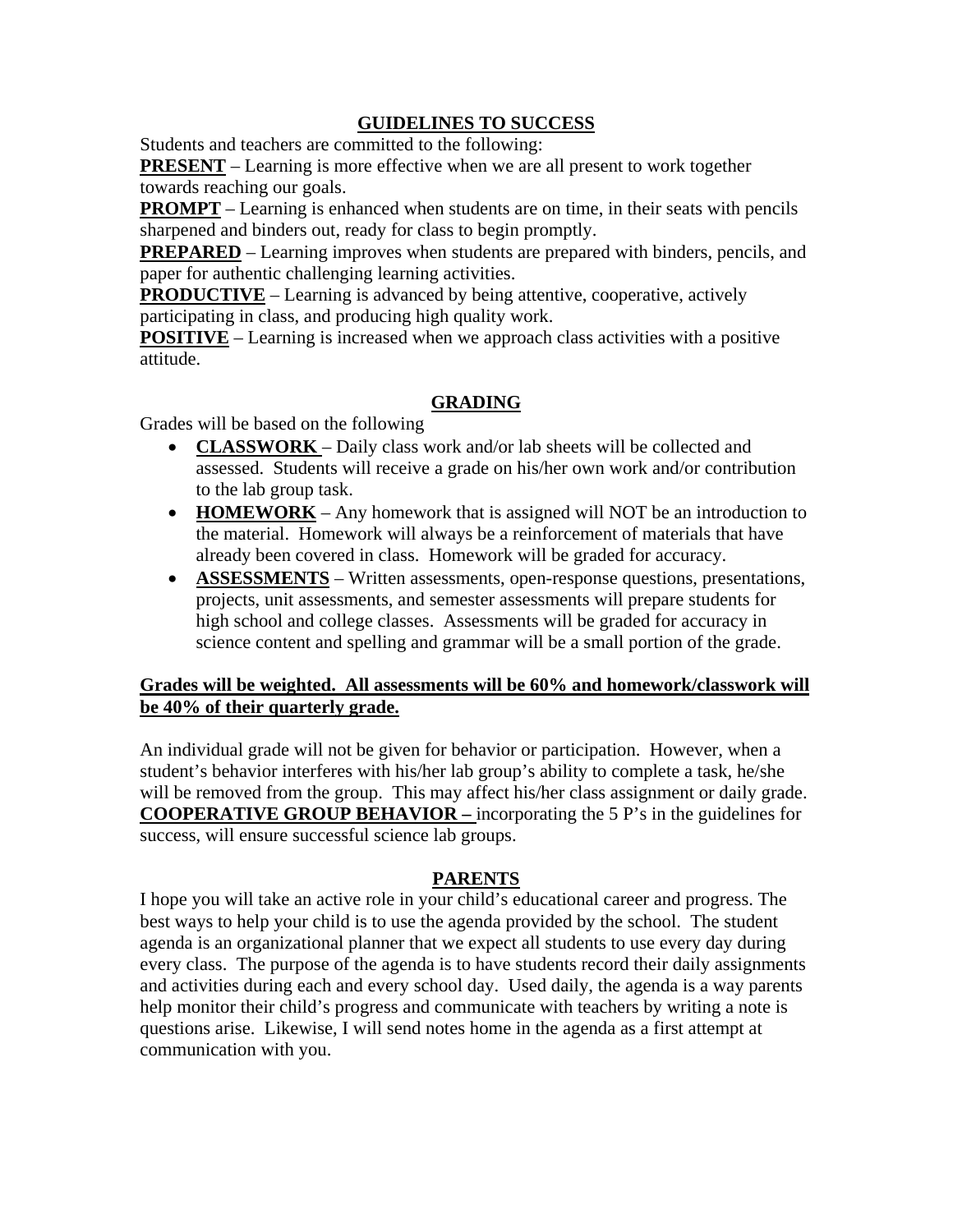## GUIDELINES TO SUCCESS

Students and teachers are committed to the following:

**PRESENT** – Learning is more effective when we are all present to work together towards reaching our goals.

**PROMPT** – Learning is enhanced when students are on time, in their seats with pencils sharpened and binders out, ready for class to begin promptly.

**PREPARED** – Learning improves when students are prepared with binders, pencils, and paper for authentic challenging learning activities.

**PRODUCTIVE** – Learning is advanced by being attentive, cooperative, actively participating in class, and producing high quality work.

**POSITIVE** – Learning is increased when we approach class activities with a positive attitude.

## GRADING

Grades will be based on the following

- **CLASSWORK** – Daily class work and/or lab sheets will be collected and assessed. Students will receive a grade on his/her own work and/or contribution to the lab group task.
- **HOMEWORK** – Any homework that is assigned will NOT be an introduction to the material. Homework will always be a reinforcement of materials that have already been covered in class. Homework will be graded for accuracy.
- **ASSESSMENTS** – Written assessments, open-response questions, presentations, projects, unit assessments, and semester assessments will prepare students for high school and college classes. Assessments will be graded for accuracy in science content and spelling and grammar will be a small portion of the grade.

**Grades will be weighted. All assessments will be 60% and homework/classwork will be 40% of their quarterly grade.**

An individual grade will not be given for behavior or participation. However, when a student's behavior interferes with his/her lab group's ability to complete a task, he/she will be removed from the group. This may affect his/her class assignment or daily grade. **COOPERATIVE GROUP BEHAVIOR –** incorporating the 5 P's in the guidelines for success, will ensure successful science lab groups.

## PARENTS

I hope you will take an active role in your child's educational career and progress. The best ways to help your child is to use the agenda provided by the school. The student agenda is an organizational planner that we expect all students to use every day during every class. The purpose of the agenda is to have students record their daily assignments and activities during each and every school day. Used daily, the agenda is a way parents help monitor their child's progress and communicate with teachers by writing a note is questions arise. Likewise, I will send notes home in the agenda as a first attempt at communication with you.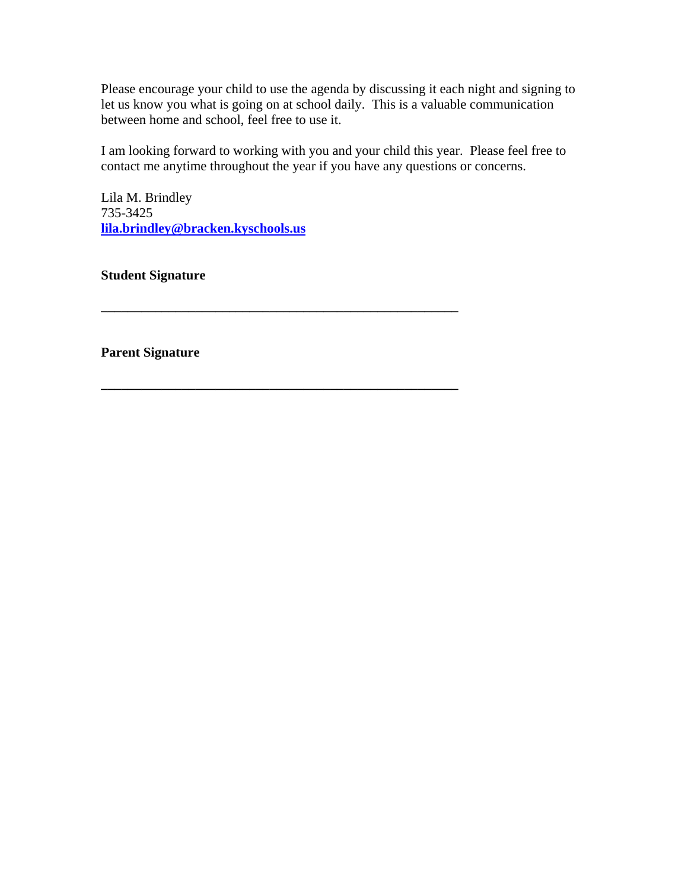Please encourage your child to use the agenda by discussing it each night and signing to let us know you what is going on at school daily. This is a valuable communication between home and school, feel free to use it.

I am looking forward to working with you and your child this year. Please feel free to contact me anytime throughout the year if you have any questions or concerns.

Lila M. Brindley
735-3425
**lila.brindley@bracken.kyschools.us**

**Student Signature**

**______________________________________________________**

**Parent Signature**

**______________________________________________________**